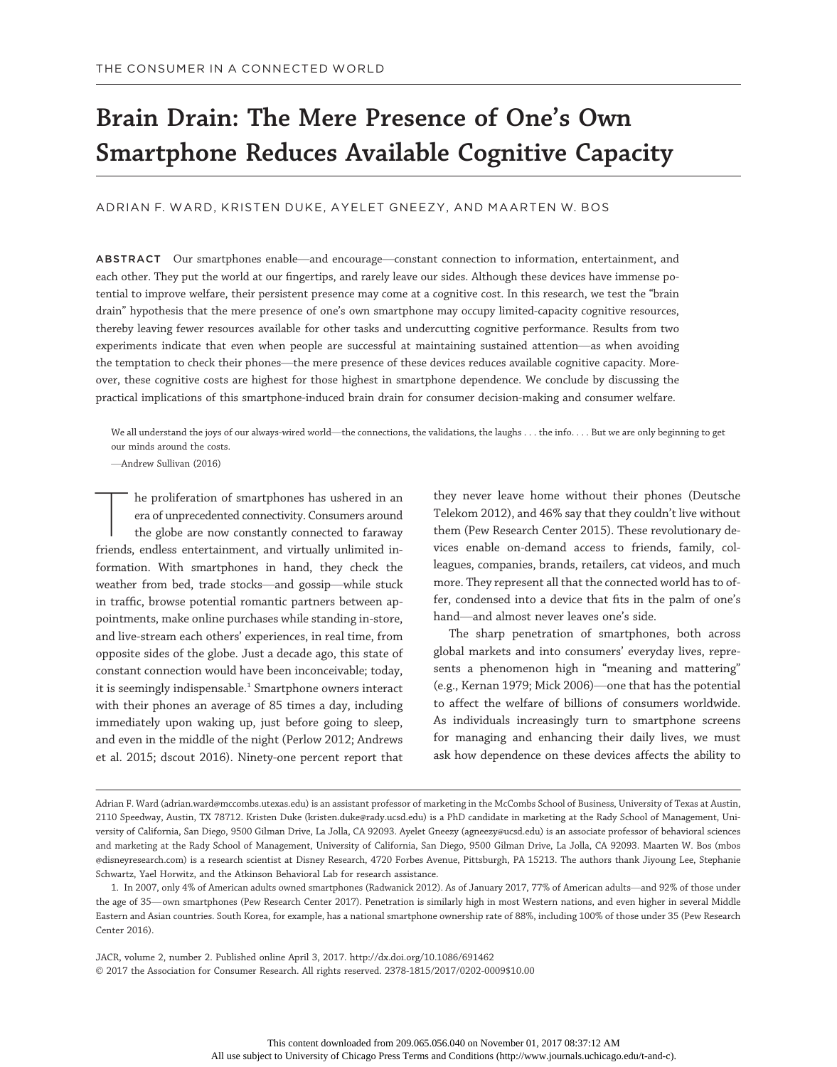THE CONSUMER IN A CONNECTED WORLD

# Brain Drain: The Mere Presence of One's Own Smartphone Reduces Available Cognitive Capacity

ADRIAN F. WARD, KRISTEN DUKE, AYELET GNEEZY, AND MAARTEN W. BOS

**ABSTRACT** Our smartphones enable—and encourage—constant connection to information, entertainment, and each other. They put the world at our fingertips, and rarely leave our sides. Although these devices have immense potential to improve welfare, their persistent presence may come at a cognitive cost. In this research, we test the "brain drain" hypothesis that the mere presence of one's own smartphone may occupy limited-capacity cognitive resources, thereby leaving fewer resources available for other tasks and undercutting cognitive performance. Results from two experiments indicate that even when people are successful at maintaining sustained attention—as when avoiding the temptation to check their phones—the mere presence of these devices reduces available cognitive capacity. Moreover, these cognitive costs are highest for those highest in smartphone dependence. We conclude by discussing the practical implications of this smartphone-induced brain drain for consumer decision-making and consumer welfare.

> We all understand the joys of our always-wired world—the connections, the validations, the laughs . . . the info. . . . But we are only beginning to get our minds around the costs.
>
> —Andrew Sullivan (2016)

The proliferation of smartphones has ushered in an era of unprecedented connectivity. Consumers around the globe are now constantly connected to faraway friends, endless entertainment, and virtually unlimited information. With smartphones in hand, they check the weather from bed, trade stocks—and gossip—while stuck in traffic, browse potential romantic partners between appointments, make online purchases while standing in-store, and live-stream each others' experiences, in real time, from opposite sides of the globe. Just a decade ago, this state of constant connection would have been inconceivable; today, it is seemingly indispensable.[1] Smartphone owners interact with their phones an average of 85 times a day, including immediately upon waking up, just before going to sleep, and even in the middle of the night (Perlow 2012; Andrews et al. 2015; dscout 2016). Ninety-one percent report that they never leave home without their phones (Deutsche Telekom 2012), and 46% say that they couldn't live without them (Pew Research Center 2015). These revolutionary devices enable on-demand access to friends, family, colleagues, companies, brands, retailers, cat videos, and much more. They represent all that the connected world has to offer, condensed into a device that fits in the palm of one's hand—and almost never leaves one's side.

The sharp penetration of smartphones, both across global markets and into consumers' everyday lives, represents a phenomenon high in "meaning and mattering" (e.g., Kernan 1979; Mick 2006)—one that has the potential to affect the welfare of billions of consumers worldwide. As individuals increasingly turn to smartphone screens for managing and enhancing their daily lives, we must ask how dependence on these devices affects the ability to

---

Adrian F. Ward (adrian.ward@mccombs.utexas.edu) is an assistant professor of marketing in the McCombs School of Business, University of Texas at Austin, 2110 Speedway, Austin, TX 78712. Kristen Duke (kristen.duke@rady.ucsd.edu) is a PhD candidate in marketing at the Rady School of Management, University of California, San Diego, 9500 Gilman Drive, La Jolla, CA 92093. Ayelet Gneezy (agneezy@ucsd.edu) is an associate professor of behavioral sciences and marketing at the Rady School of Management, University of California, San Diego, 9500 Gilman Drive, La Jolla, CA 92093. Maarten W. Bos (mbos@disneyresearch.com) is a research scientist at Disney Research, 4720 Forbes Avenue, Pittsburgh, PA 15213. The authors thank Jiyoung Lee, Stephanie Schwartz, Yael Horwitz, and the Atkinson Behavioral Lab for research assistance.

1. In 2007, only 4% of American adults owned smartphones (Radwanick 2012). As of January 2017, 77% of American adults—and 92% of those under the age of 35—own smartphones (Pew Research Center 2017). Penetration is similarly high in most Western nations, and even higher in several Middle Eastern and Asian countries. South Korea, for example, has a national smartphone ownership rate of 88%, including 100% of those under 35 (Pew Research Center 2016).

JACR, volume 2, number 2. Published online April 3, 2017. http://dx.doi.org/10.1086/691462
© 2017 the Association for Consumer Research. All rights reserved. 2378-1815/2017/0202-0009$10.00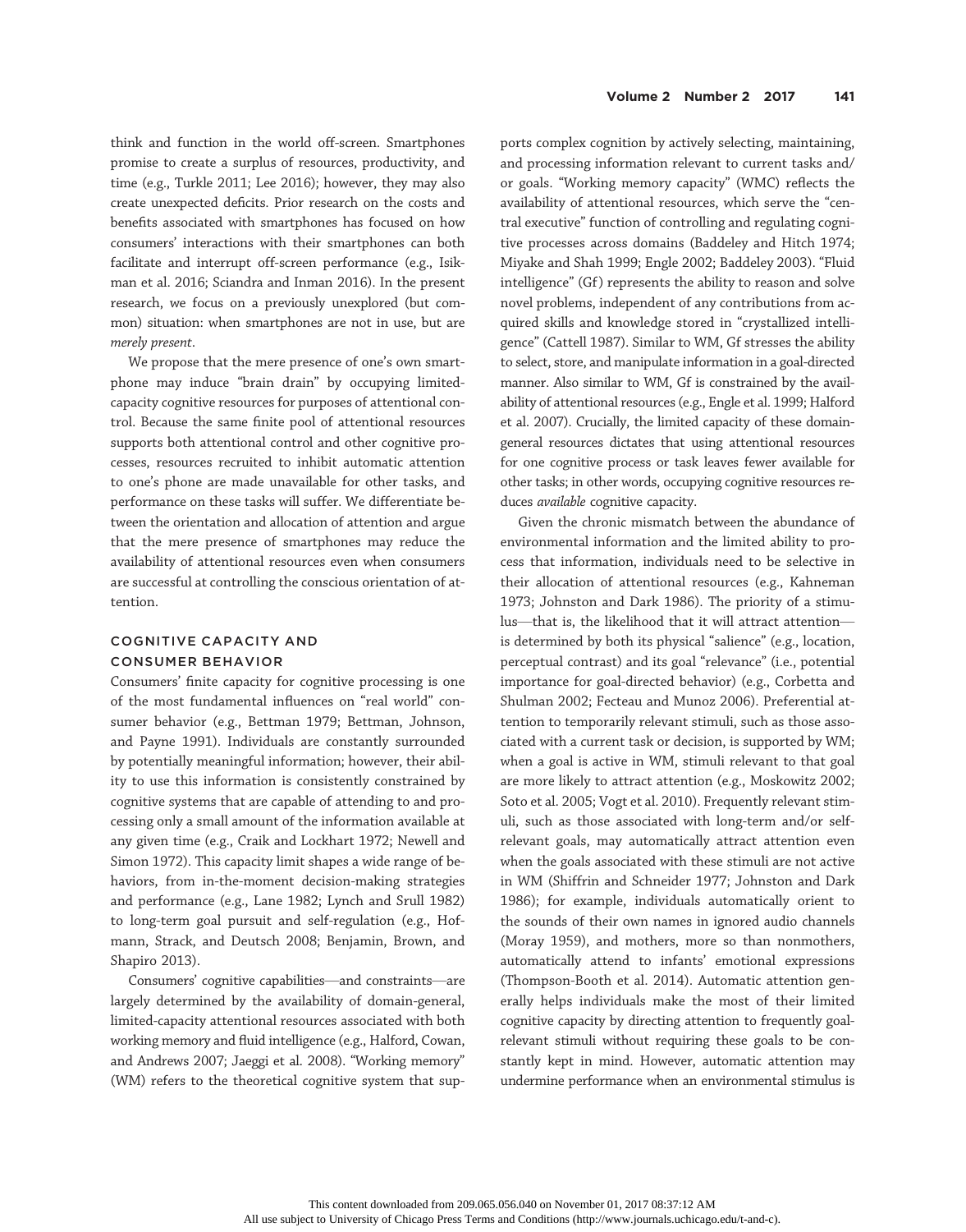think and function in the world off-screen. Smartphones promise to create a surplus of resources, productivity, and time (e.g., Turkle 2011; Lee 2016); however, they may also create unexpected deficits. Prior research on the costs and benefits associated with smartphones has focused on how consumers' interactions with their smartphones can both facilitate and interrupt off-screen performance (e.g., Isikman et al. 2016; Sciandra and Inman 2016). In the present research, we focus on a previously unexplored (but common) situation: when smartphones are not in use, but are *merely present*.

We propose that the mere presence of one's own smartphone may induce "brain drain" by occupying limited-capacity cognitive resources for purposes of attentional control. Because the same finite pool of attentional resources supports both attentional control and other cognitive processes, resources recruited to inhibit automatic attention to one's phone are made unavailable for other tasks, and performance on these tasks will suffer. We differentiate between the orientation and allocation of attention and argue that the mere presence of smartphones may reduce the availability of attentional resources even when consumers are successful at controlling the conscious orientation of attention.

## COGNITIVE CAPACITY AND CONSUMER BEHAVIOR

Consumers' finite capacity for cognitive processing is one of the most fundamental influences on "real world" consumer behavior (e.g., Bettman 1979; Bettman, Johnson, and Payne 1991). Individuals are constantly surrounded by potentially meaningful information; however, their ability to use this information is consistently constrained by cognitive systems that are capable of attending to and processing only a small amount of the information available at any given time (e.g., Craik and Lockhart 1972; Newell and Simon 1972). This capacity limit shapes a wide range of behaviors, from in-the-moment decision-making strategies and performance (e.g., Lane 1982; Lynch and Srull 1982) to long-term goal pursuit and self-regulation (e.g., Hofmann, Strack, and Deutsch 2008; Benjamin, Brown, and Shapiro 2013).

Consumers' cognitive capabilities—and constraints—are largely determined by the availability of domain-general, limited-capacity attentional resources associated with both working memory and fluid intelligence (e.g., Halford, Cowan, and Andrews 2007; Jaeggi et al. 2008). "Working memory" (WM) refers to the theoretical cognitive system that supports complex cognition by actively selecting, maintaining, and processing information relevant to current tasks and/or goals. "Working memory capacity" (WMC) reflects the availability of attentional resources, which serve the "central executive" function of controlling and regulating cognitive processes across domains (Baddeley and Hitch 1974; Miyake and Shah 1999; Engle 2002; Baddeley 2003). "Fluid intelligence" (Gf) represents the ability to reason and solve novel problems, independent of any contributions from acquired skills and knowledge stored in "crystallized intelligence" (Cattell 1987). Similar to WM, Gf stresses the ability to select, store, and manipulate information in a goal-directed manner. Also similar to WM, Gf is constrained by the availability of attentional resources (e.g., Engle et al. 1999; Halford et al. 2007). Crucially, the limited capacity of these domain-general resources dictates that using attentional resources for one cognitive process or task leaves fewer available for other tasks; in other words, occupying cognitive resources reduces *available* cognitive capacity.

Given the chronic mismatch between the abundance of environmental information and the limited ability to process that information, individuals need to be selective in their allocation of attentional resources (e.g., Kahneman 1973; Johnston and Dark 1986). The priority of a stimulus—that is, the likelihood that it will attract attention—is determined by both its physical "salience" (e.g., location, perceptual contrast) and its goal "relevance" (i.e., potential importance for goal-directed behavior) (e.g., Corbetta and Shulman 2002; Fecteau and Munoz 2006). Preferential attention to temporarily relevant stimuli, such as those associated with a current task or decision, is supported by WM; when a goal is active in WM, stimuli relevant to that goal are more likely to attract attention (e.g., Moskowitz 2002; Soto et al. 2005; Vogt et al. 2010). Frequently relevant stimuli, such as those associated with long-term and/or self-relevant goals, may automatically attract attention even when the goals associated with these stimuli are not active in WM (Shiffrin and Schneider 1977; Johnston and Dark 1986); for example, individuals automatically orient to the sounds of their own names in ignored audio channels (Moray 1959), and mothers, more so than nonmothers, automatically attend to infants' emotional expressions (Thompson-Booth et al. 2014). Automatic attention generally helps individuals make the most of their limited cognitive capacity by directing attention to frequently goal-relevant stimuli without requiring these goals to be constantly kept in mind. However, automatic attention may undermine performance when an environmental stimulus is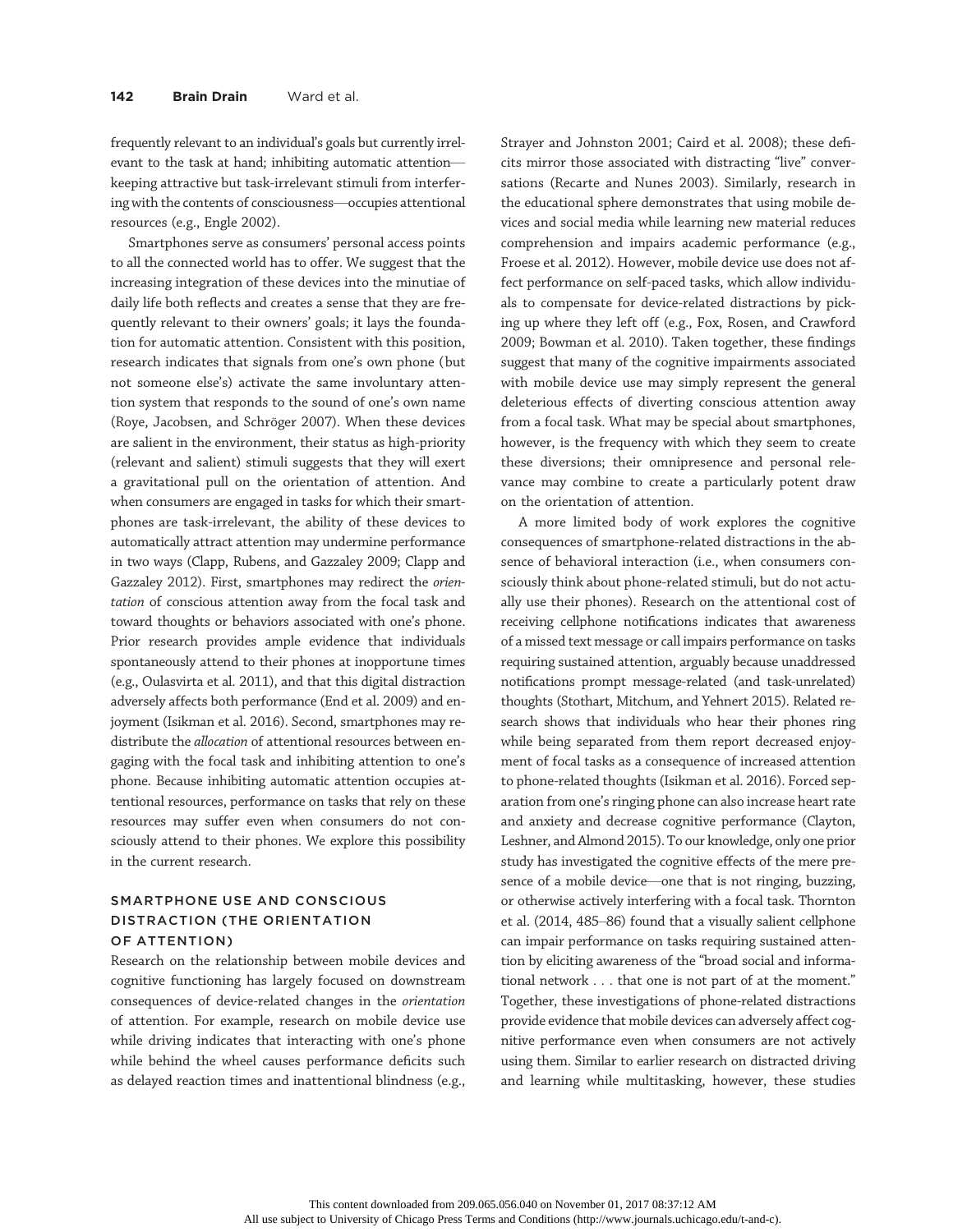frequently relevant to an individual's goals but currently irrelevant to the task at hand; inhibiting automatic attention—keeping attractive but task-irrelevant stimuli from interfering with the contents of consciousness—occupies attentional resources (e.g., Engle 2002).

Smartphones serve as consumers' personal access points to all the connected world has to offer. We suggest that the increasing integration of these devices into the minutiae of daily life both reflects and creates a sense that they are frequently relevant to their owners' goals; it lays the foundation for automatic attention. Consistent with this position, research indicates that signals from one's own phone (but not someone else's) activate the same involuntary attention system that responds to the sound of one's own name (Roye, Jacobsen, and Schröger 2007). When these devices are salient in the environment, their status as high-priority (relevant and salient) stimuli suggests that they will exert a gravitational pull on the orientation of attention. And when consumers are engaged in tasks for which their smartphones are task-irrelevant, the ability of these devices to automatically attract attention may undermine performance in two ways (Clapp, Rubens, and Gazzaley 2009; Clapp and Gazzaley 2012). First, smartphones may redirect the *orientation* of conscious attention away from the focal task and toward thoughts or behaviors associated with one's phone. Prior research provides ample evidence that individuals spontaneously attend to their phones at inopportune times (e.g., Oulasvirta et al. 2011), and that this digital distraction adversely affects both performance (End et al. 2009) and enjoyment (Isikman et al. 2016). Second, smartphones may redistribute the *allocation* of attentional resources between engaging with the focal task and inhibiting attention to one's phone. Because inhibiting automatic attention occupies attentional resources, performance on tasks that rely on these resources may suffer even when consumers do not consciously attend to their phones. We explore this possibility in the current research.

## SMARTPHONE USE AND CONSCIOUS DISTRACTION (THE ORIENTATION OF ATTENTION)

Research on the relationship between mobile devices and cognitive functioning has largely focused on downstream consequences of device-related changes in the *orientation* of attention. For example, research on mobile device use while driving indicates that interacting with one's phone while behind the wheel causes performance deficits such as delayed reaction times and inattentional blindness (e.g., Strayer and Johnston 2001; Caird et al. 2008); these deficits mirror those associated with distracting "live" conversations (Recarte and Nunes 2003). Similarly, research in the educational sphere demonstrates that using mobile devices and social media while learning new material reduces comprehension and impairs academic performance (e.g., Froese et al. 2012). However, mobile device use does not affect performance on self-paced tasks, which allow individuals to compensate for device-related distractions by picking up where they left off (e.g., Fox, Rosen, and Crawford 2009; Bowman et al. 2010). Taken together, these findings suggest that many of the cognitive impairments associated with mobile device use may simply represent the general deleterious effects of diverting conscious attention away from a focal task. What may be special about smartphones, however, is the frequency with which they seem to create these diversions; their omnipresence and personal relevance may combine to create a particularly potent draw on the orientation of attention.

A more limited body of work explores the cognitive consequences of smartphone-related distractions in the absence of behavioral interaction (i.e., when consumers consciously think about phone-related stimuli, but do not actually use their phones). Research on the attentional cost of receiving cellphone notifications indicates that awareness of a missed text message or call impairs performance on tasks requiring sustained attention, arguably because unaddressed notifications prompt message-related (and task-unrelated) thoughts (Stothart, Mitchum, and Yehnert 2015). Related research shows that individuals who hear their phones ring while being separated from them report decreased enjoyment of focal tasks as a consequence of increased attention to phone-related thoughts (Isikman et al. 2016). Forced separation from one's ringing phone can also increase heart rate and anxiety and decrease cognitive performance (Clayton, Leshner, and Almond 2015). To our knowledge, only one prior study has investigated the cognitive effects of the mere presence of a mobile device—one that is not ringing, buzzing, or otherwise actively interfering with a focal task. Thornton et al. (2014, 485–86) found that a visually salient cellphone can impair performance on tasks requiring sustained attention by eliciting awareness of the "broad social and informational network . . . that one is not part of at the moment." Together, these investigations of phone-related distractions provide evidence that mobile devices can adversely affect cognitive performance even when consumers are not actively using them. Similar to earlier research on distracted driving and learning while multitasking, however, these studies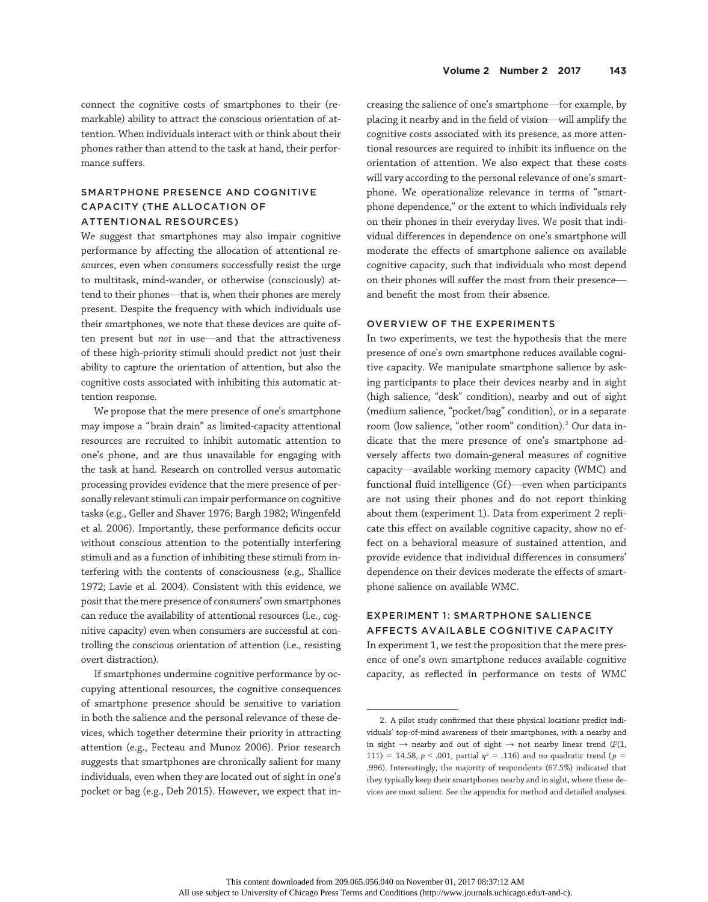connect the cognitive costs of smartphones to their (remarkable) ability to attract the conscious orientation of attention. When individuals interact with or think about their phones rather than attend to the task at hand, their performance suffers.

## SMARTPHONE PRESENCE AND COGNITIVE CAPACITY (THE ALLOCATION OF ATTENTIONAL RESOURCES)

We suggest that smartphones may also impair cognitive performance by affecting the allocation of attentional resources, even when consumers successfully resist the urge to multitask, mind-wander, or otherwise (consciously) attend to their phones—that is, when their phones are merely present. Despite the frequency with which individuals use their smartphones, we note that these devices are quite often present but *not* in use—and that the attractiveness of these high-priority stimuli should predict not just their ability to capture the orientation of attention, but also the cognitive costs associated with inhibiting this automatic attention response.

We propose that the mere presence of one's smartphone may impose a "brain drain" as limited-capacity attentional resources are recruited to inhibit automatic attention to one's phone, and are thus unavailable for engaging with the task at hand. Research on controlled versus automatic processing provides evidence that the mere presence of personally relevant stimuli can impair performance on cognitive tasks (e.g., Geller and Shaver 1976; Bargh 1982; Wingenfeld et al. 2006). Importantly, these performance deficits occur without conscious attention to the potentially interfering stimuli and as a function of inhibiting these stimuli from interfering with the contents of consciousness (e.g., Shallice 1972; Lavie et al. 2004). Consistent with this evidence, we posit that the mere presence of consumers' own smartphones can reduce the availability of attentional resources (i.e., cognitive capacity) even when consumers are successful at controlling the conscious orientation of attention (i.e., resisting overt distraction).

If smartphones undermine cognitive performance by occupying attentional resources, the cognitive consequences of smartphone presence should be sensitive to variation in both the salience and the personal relevance of these devices, which together determine their priority in attracting attention (e.g., Fecteau and Munoz 2006). Prior research suggests that smartphones are chronically salient for many individuals, even when they are located out of sight in one's pocket or bag (e.g., Deb 2015). However, we expect that increasing the salience of one's smartphone—for example, by placing it nearby and in the field of vision—will amplify the cognitive costs associated with its presence, as more attentional resources are required to inhibit its influence on the orientation of attention. We also expect that these costs will vary according to the personal relevance of one's smartphone. We operationalize relevance in terms of "smartphone dependence," or the extent to which individuals rely on their phones in their everyday lives. We posit that individual differences in dependence on one's smartphone will moderate the effects of smartphone salience on available cognitive capacity, such that individuals who most depend on their phones will suffer the most from their presence—and benefit the most from their absence.

## OVERVIEW OF THE EXPERIMENTS

In two experiments, we test the hypothesis that the mere presence of one's own smartphone reduces available cognitive capacity. We manipulate smartphone salience by asking participants to place their devices nearby and in sight (high salience, "desk" condition), nearby and out of sight (medium salience, "pocket/bag" condition), or in a separate room (low salience, "other room" condition).[2] Our data indicate that the mere presence of one's smartphone adversely affects two domain-general measures of cognitive capacity—available working memory capacity (WMC) and functional fluid intelligence (Gf)—even when participants are not using their phones and do not report thinking about them (experiment 1). Data from experiment 2 replicate this effect on available cognitive capacity, show no effect on a behavioral measure of sustained attention, and provide evidence that individual differences in consumers' dependence on their devices moderate the effects of smartphone salience on available WMC.

## EXPERIMENT 1: SMARTPHONE SALIENCE AFFECTS AVAILABLE COGNITIVE CAPACITY

In experiment 1, we test the proposition that the mere presence of one's own smartphone reduces available cognitive capacity, as reflected in performance on tests of WMC

2. A pilot study confirmed that these physical locations predict individuals' top-of-mind awareness of their smartphones, with a nearby and in sight → nearby and out of sight → not nearby linear trend ($F(1, 111) = 14.58$, $p < .001$, partial $\eta^2 = .116$) and no quadratic trend ($p = .996$). Interestingly, the majority of respondents (67.5%) indicated that they typically keep their smartphones nearby and in sight, where these devices are most salient. See the appendix for method and detailed analyses.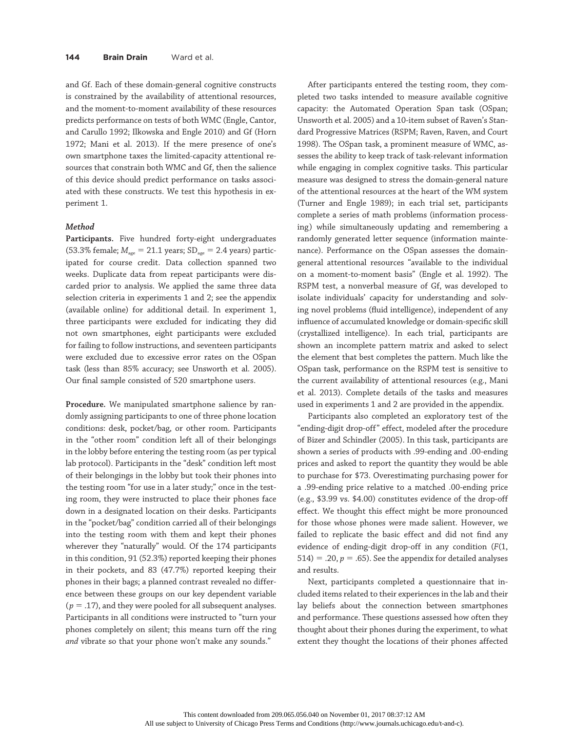and Gf. Each of these domain-general cognitive constructs is constrained by the availability of attentional resources, and the moment-to-moment availability of these resources predicts performance on tests of both WMC (Engle, Cantor, and Carullo 1992; Ilkowska and Engle 2010) and Gf (Horn 1972; Mani et al. 2013). If the mere presence of one's own smartphone taxes the limited-capacity attentional resources that constrain both WMC and Gf, then the salience of this device should predict performance on tasks associated with these constructs. We test this hypothesis in experiment 1.

### *Method*

**Participants.** Five hundred forty-eight undergraduates (53.3% female; $M_{age} = 21.1$ years; $SD_{age} = 2.4$ years) participated for course credit. Data collection spanned two weeks. Duplicate data from repeat participants were discarded prior to analysis. We applied the same three data selection criteria in experiments 1 and 2; see the appendix (available online) for additional detail. In experiment 1, three participants were excluded for indicating they did not own smartphones, eight participants were excluded for failing to follow instructions, and seventeen participants were excluded due to excessive error rates on the OSpan task (less than 85% accuracy; see Unsworth et al. 2005). Our final sample consisted of 520 smartphone users.

**Procedure.** We manipulated smartphone salience by randomly assigning participants to one of three phone location conditions: desk, pocket/bag, or other room. Participants in the "other room" condition left all of their belongings in the lobby before entering the testing room (as per typical lab protocol). Participants in the "desk" condition left most of their belongings in the lobby but took their phones into the testing room "for use in a later study;" once in the testing room, they were instructed to place their phones face down in a designated location on their desks. Participants in the "pocket/bag" condition carried all of their belongings into the testing room with them and kept their phones wherever they "naturally" would. Of the 174 participants in this condition, 91 (52.3%) reported keeping their phones in their pockets, and 83 (47.7%) reported keeping their phones in their bags; a planned contrast revealed no difference between these groups on our key dependent variable ($p = .17$), and they were pooled for all subsequent analyses. Participants in all conditions were instructed to "turn your phones completely on silent; this means turn off the ring *and* vibrate so that your phone won't make any sounds."

After participants entered the testing room, they completed two tasks intended to measure available cognitive capacity: the Automated Operation Span task (OSpan; Unsworth et al. 2005) and a 10-item subset of Raven's Standard Progressive Matrices (RSPM; Raven, Raven, and Court 1998). The OSpan task, a prominent measure of WMC, assesses the ability to keep track of task-relevant information while engaging in complex cognitive tasks. This particular measure was designed to stress the domain-general nature of the attentional resources at the heart of the WM system (Turner and Engle 1989); in each trial set, participants complete a series of math problems (information processing) while simultaneously updating and remembering a randomly generated letter sequence (information maintenance). Performance on the OSpan assesses the domain-general attentional resources "available to the individual on a moment-to-moment basis" (Engle et al. 1992). The RSPM test, a nonverbal measure of Gf, was developed to isolate individuals' capacity for understanding and solving novel problems (fluid intelligence), independent of any influence of accumulated knowledge or domain-specific skill (crystallized intelligence). In each trial, participants are shown an incomplete pattern matrix and asked to select the element that best completes the pattern. Much like the OSpan task, performance on the RSPM test is sensitive to the current availability of attentional resources (e.g., Mani et al. 2013). Complete details of the tasks and measures used in experiments 1 and 2 are provided in the appendix.

Participants also completed an exploratory test of the "ending-digit drop-off" effect, modeled after the procedure of Bizer and Schindler (2005). In this task, participants are shown a series of products with .99-ending and .00-ending prices and asked to report the quantity they would be able to purchase for \$73. Overestimating purchasing power for a .99-ending price relative to a matched .00-ending price (e.g., \$3.99 vs. \$4.00) constitutes evidence of the drop-off effect. We thought this effect might be more pronounced for those whose phones were made salient. However, we failed to replicate the basic effect and did not find any evidence of ending-digit drop-off in any condition ($F(1, 514) = .20$, $p = .65$). See the appendix for detailed analyses and results.

Next, participants completed a questionnaire that included items related to their experiences in the lab and their lay beliefs about the connection between smartphones and performance. These questions assessed how often they thought about their phones during the experiment, to what extent they thought the locations of their phones affected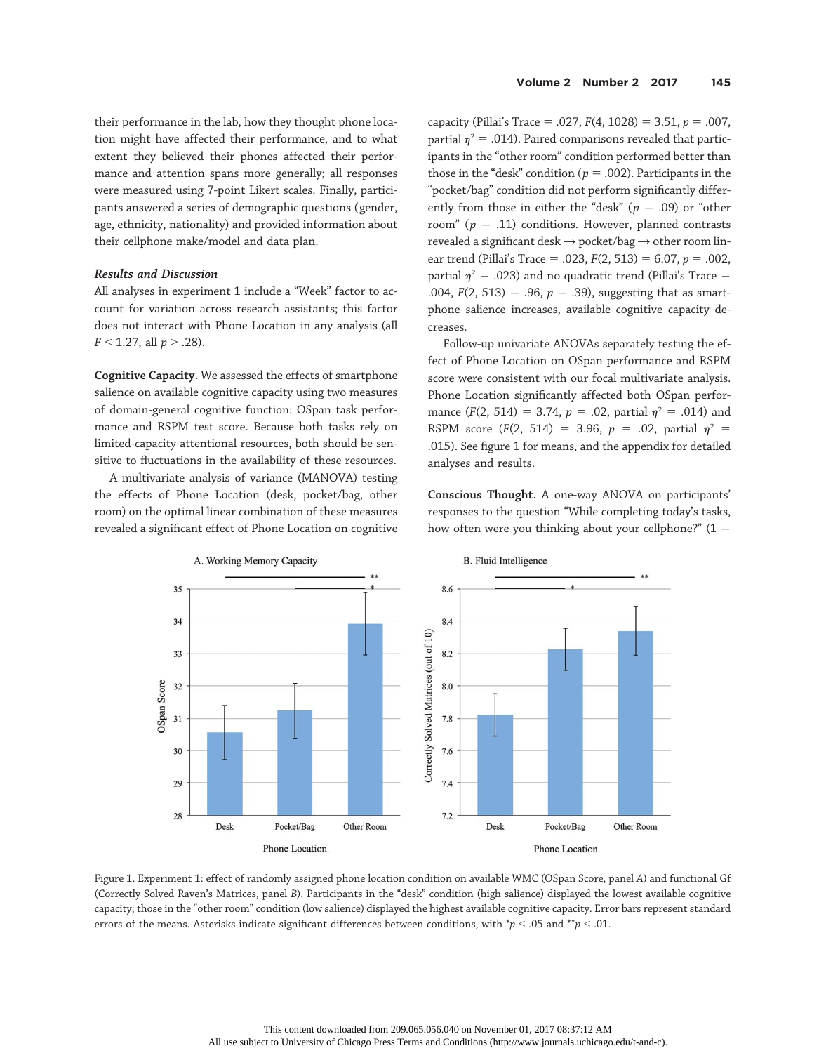their performance in the lab, how they thought phone location might have affected their performance, and to what extent they believed their phones affected their performance and attention spans more generally; all responses were measured using 7-point Likert scales. Finally, participants answered a series of demographic questions (gender, age, ethnicity, nationality) and provided information about their cellphone make/model and data plan.

### *Results and Discussion*

All analyses in experiment 1 include a "Week" factor to account for variation across research assistants; this factor does not interact with Phone Location in any analysis (all $F < 1.27$, all $p > .28$).

**Cognitive Capacity.** We assessed the effects of smartphone salience on available cognitive capacity using two measures of domain-general cognitive function: OSpan task performance and RSPM test score. Because both tasks rely on limited-capacity attentional resources, both should be sensitive to fluctuations in the availability of these resources.

A multivariate analysis of variance (MANOVA) testing the effects of Phone Location (desk, pocket/bag, other room) on the optimal linear combination of these measures revealed a significant effect of Phone Location on cognitive capacity (Pillai's Trace = .027, $F(4, 1028) = 3.51$, $p = .007$, partial $\eta^2 = .014$). Paired comparisons revealed that participants in the "other room" condition performed better than those in the "desk" condition ($p = .002$). Participants in the "pocket/bag" condition did not perform significantly differently from those in either the "desk" ($p = .09$) or "other room" ($p = .11$) conditions. However, planned contrasts revealed a significant desk → pocket/bag → other room linear trend (Pillai's Trace = .023, $F(2, 513) = 6.07$, $p = .002$, partial $\eta^2 = .023$) and no quadratic trend (Pillai's Trace = .004, $F(2, 513) = .96$, $p = .39$), suggesting that as smartphone salience increases, available cognitive capacity decreases.

Follow-up univariate ANOVAs separately testing the effect of Phone Location on OSpan performance and RSPM score were consistent with our focal multivariate analysis. Phone Location significantly affected both OSpan performance ($F(2, 514) = 3.74$, $p = .02$, partial $\eta^2 = .014$) and RSPM score ($F(2, 514) = 3.96$, $p = .02$, partial $\eta^2 = .015$). See figure 1 for means, and the appendix for detailed analyses and results.

**Conscious Thought.** A one-way ANOVA on participants' responses to the question "While completing today's tasks, how often were you thinking about your cellphone?" (1 =

Figure 1. Experiment 1: effect of randomly assigned phone location condition on available WMC (OSpan Score, panel *A*) and functional Gf (Correctly Solved Raven's Matrices, panel *B*). Participants in the "desk" condition (high salience) displayed the lowest available cognitive capacity; those in the "other room" condition (low salience) displayed the highest available cognitive capacity. Error bars represent standard errors of the means. Asterisks indicate significant differences between conditions, with \*$p < .05$ and \*\*$p < .01$.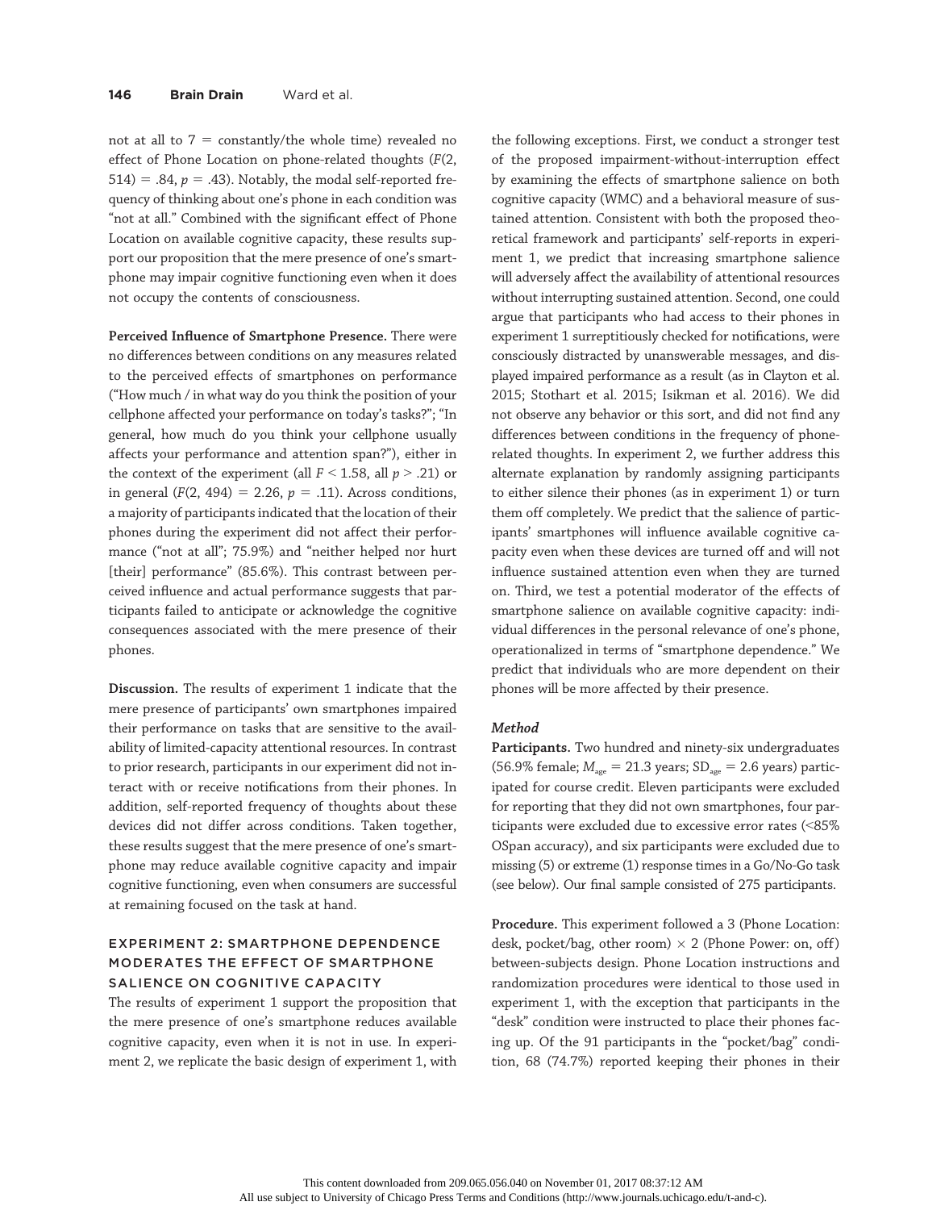not at all to 7 = constantly/the whole time) revealed no effect of Phone Location on phone-related thoughts ($F(2, 514) = .84$, $p = .43$). Notably, the modal self-reported frequency of thinking about one's phone in each condition was "not at all." Combined with the significant effect of Phone Location on available cognitive capacity, these results support our proposition that the mere presence of one's smartphone may impair cognitive functioning even when it does not occupy the contents of consciousness.

**Perceived Influence of Smartphone Presence.** There were no differences between conditions on any measures related to the perceived effects of smartphones on performance ("How much / in what way do you think the position of your cellphone affected your performance on today's tasks?"; "In general, how much do you think your cellphone usually affects your performance and attention span?"), either in the context of the experiment (all $F < 1.58$, all $p > .21$) or in general ($F(2, 494) = 2.26$, $p = .11$). Across conditions, a majority of participants indicated that the location of their phones during the experiment did not affect their performance ("not at all"; 75.9%) and "neither helped nor hurt [their] performance" (85.6%). This contrast between perceived influence and actual performance suggests that participants failed to anticipate or acknowledge the cognitive consequences associated with the mere presence of their phones.

**Discussion.** The results of experiment 1 indicate that the mere presence of participants' own smartphones impaired their performance on tasks that are sensitive to the availability of limited-capacity attentional resources. In contrast to prior research, participants in our experiment did not interact with or receive notifications from their phones. In addition, self-reported frequency of thoughts about these devices did not differ across conditions. Taken together, these results suggest that the mere presence of one's smartphone may reduce available cognitive capacity and impair cognitive functioning, even when consumers are successful at remaining focused on the task at hand.

## EXPERIMENT 2: SMARTPHONE DEPENDENCE MODERATES THE EFFECT OF SMARTPHONE SALIENCE ON COGNITIVE CAPACITY

The results of experiment 1 support the proposition that the mere presence of one's smartphone reduces available cognitive capacity, even when it is not in use. In experiment 2, we replicate the basic design of experiment 1, with the following exceptions. First, we conduct a stronger test of the proposed impairment-without-interruption effect by examining the effects of smartphone salience on both cognitive capacity (WMC) and a behavioral measure of sustained attention. Consistent with both the proposed theoretical framework and participants' self-reports in experiment 1, we predict that increasing smartphone salience will adversely affect the availability of attentional resources without interrupting sustained attention. Second, one could argue that participants who had access to their phones in experiment 1 surreptitiously checked for notifications, were consciously distracted by unanswerable messages, and displayed impaired performance as a result (as in Clayton et al. 2015; Stothart et al. 2015; Isikman et al. 2016). We did not observe any behavior or this sort, and did not find any differences between conditions in the frequency of phone-related thoughts. In experiment 2, we further address this alternate explanation by randomly assigning participants to either silence their phones (as in experiment 1) or turn them off completely. We predict that the salience of participants' smartphones will influence available cognitive capacity even when these devices are turned off and will not influence sustained attention even when they are turned on. Third, we test a potential moderator of the effects of smartphone salience on available cognitive capacity: individual differences in the personal relevance of one's phone, operationalized in terms of "smartphone dependence." We predict that individuals who are more dependent on their phones will be more affected by their presence.

### *Method*

**Participants.** Two hundred and ninety-six undergraduates (56.9% female; $M_{age} = 21.3$ years; $SD_{age} = 2.6$ years) participated for course credit. Eleven participants were excluded for reporting that they did not own smartphones, four participants were excluded due to excessive error rates (<85% OSpan accuracy), and six participants were excluded due to missing (5) or extreme (1) response times in a Go/No-Go task (see below). Our final sample consisted of 275 participants.

**Procedure.** This experiment followed a 3 (Phone Location: desk, pocket/bag, other room) × 2 (Phone Power: on, off) between-subjects design. Phone Location instructions and randomization procedures were identical to those used in experiment 1, with the exception that participants in the "desk" condition were instructed to place their phones facing up. Of the 91 participants in the "pocket/bag" condition, 68 (74.7%) reported keeping their phones in their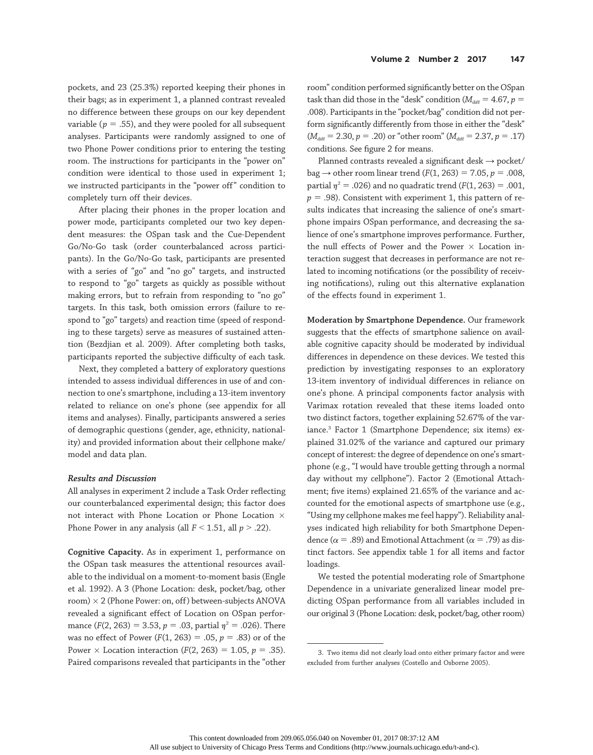pockets, and 23 (25.3%) reported keeping their phones in their bags; as in experiment 1, a planned contrast revealed no difference between these groups on our key dependent variable ($p = .55$), and they were pooled for all subsequent analyses. Participants were randomly assigned to one of two Phone Power conditions prior to entering the testing room. The instructions for participants in the "power on" condition were identical to those used in experiment 1; we instructed participants in the "power off" condition to completely turn off their devices.

After placing their phones in the proper location and power mode, participants completed our two key dependent measures: the OSpan task and the Cue-Dependent Go/No-Go task (order counterbalanced across participants). In the Go/No-Go task, participants are presented with a series of "go" and "no go" targets, and instructed to respond to "go" targets as quickly as possible without making errors, but to refrain from responding to "no go" targets. In this task, both omission errors (failure to respond to "go" targets) and reaction time (speed of responding to these targets) serve as measures of sustained attention (Bezdjian et al. 2009). After completing both tasks, participants reported the subjective difficulty of each task.

Next, they completed a battery of exploratory questions intended to assess individual differences in use of and connection to one's smartphone, including a 13-item inventory related to reliance on one's phone (see appendix for all items and analyses). Finally, participants answered a series of demographic questions (gender, age, ethnicity, nationality) and provided information about their cellphone make/model and data plan.

### *Results and Discussion*

All analyses in experiment 2 include a Task Order reflecting our counterbalanced experimental design; this factor does not interact with Phone Location or Phone Location × Phone Power in any analysis (all $F < 1.51$, all $p > .22$).

**Cognitive Capacity.** As in experiment 1, performance on the OSpan task measures the attentional resources available to the individual on a moment-to-moment basis (Engle et al. 1992). A 3 (Phone Location: desk, pocket/bag, other room) × 2 (Phone Power: on, off) between-subjects ANOVA revealed a significant effect of Location on OSpan performance ($F(2, 263) = 3.53$, $p = .03$, partial $\eta^2 = .026$). There was no effect of Power ($F(1, 263) = .05$, $p = .83$) or of the Power × Location interaction ($F(2, 263) = 1.05$, $p = .35$). Paired comparisons revealed that participants in the "other room" condition performed significantly better on the OSpan task than did those in the "desk" condition ($M_{diff} = 4.67$, $p = .008$). Participants in the "pocket/bag" condition did not perform significantly differently from those in either the "desk" ($M_{diff} = 2.30$, $p = .20$) or "other room" ($M_{diff} = 2.37$, $p = .17$) conditions. See figure 2 for means.

Planned contrasts revealed a significant desk → pocket/bag → other room linear trend ($F(1, 263) = 7.05$, $p = .008$, partial $\eta^2 = .026$) and no quadratic trend ($F(1, 263) = .001$, $p = .98$). Consistent with experiment 1, this pattern of results indicates that increasing the salience of one's smartphone impairs OSpan performance, and decreasing the salience of one's smartphone improves performance. Further, the null effects of Power and the Power × Location interaction suggest that decreases in performance are not related to incoming notifications (or the possibility of receiving notifications), ruling out this alternative explanation of the effects found in experiment 1.

**Moderation by Smartphone Dependence.** Our framework suggests that the effects of smartphone salience on available cognitive capacity should be moderated by individual differences in dependence on these devices. We tested this prediction by investigating responses to an exploratory 13-item inventory of individual differences in reliance on one's phone. A principal components factor analysis with Varimax rotation revealed that these items loaded onto two distinct factors, together explaining 52.67% of the variance.[3] Factor 1 (Smartphone Dependence; six items) explained 31.02% of the variance and captured our primary concept of interest: the degree of dependence on one's smartphone (e.g., "I would have trouble getting through a normal day without my cellphone"). Factor 2 (Emotional Attachment; five items) explained 21.65% of the variance and accounted for the emotional aspects of smartphone use (e.g., "Using my cellphone makes me feel happy"). Reliability analyses indicated high reliability for both Smartphone Dependence ($\alpha = .89$) and Emotional Attachment ($\alpha = .79$) as distinct factors. See appendix table 1 for all items and factor loadings.

We tested the potential moderating role of Smartphone Dependence in a univariate generalized linear model predicting OSpan performance from all variables included in our original 3 (Phone Location: desk, pocket/bag, other room)

---

3. Two items did not clearly load onto either primary factor and were excluded from further analyses (Costello and Osborne 2005).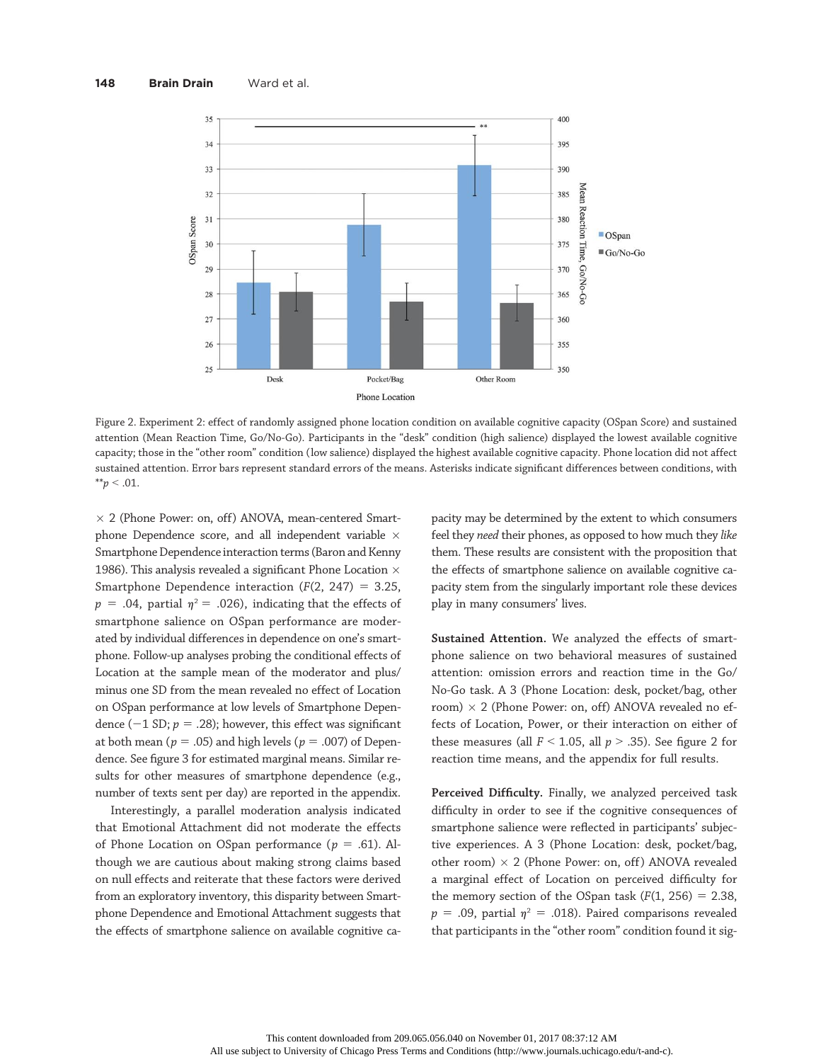Figure 2. Experiment 2: effect of randomly assigned phone location condition on available cognitive capacity (OSpan Score) and sustained attention (Mean Reaction Time, Go/No-Go). Participants in the "desk" condition (high salience) displayed the lowest available cognitive capacity; those in the "other room" condition (low salience) displayed the highest available cognitive capacity. Phone location did not affect sustained attention. Error bars represent standard errors of the means. Asterisks indicate significant differences between conditions, with $^{**}p < .01$.

$\times$ 2 (Phone Power: on, off) ANOVA, mean-centered Smartphone Dependence score, and all independent variable $\times$ Smartphone Dependence interaction terms (Baron and Kenny 1986). This analysis revealed a significant Phone Location $\times$ Smartphone Dependence interaction ($F(2, 247) = 3.25$, $p = .04$, partial $\eta^2 = .026$), indicating that the effects of smartphone salience on OSpan performance are moderated by individual differences in dependence on one's smartphone. Follow-up analyses probing the conditional effects of Location at the sample mean of the moderator and plus/minus one SD from the mean revealed no effect of Location on OSpan performance at low levels of Smartphone Dependence ($-1$ SD; $p = .28$); however, this effect was significant at both mean ($p = .05$) and high levels ($p = .007$) of Dependence. See figure 3 for estimated marginal means. Similar results for other measures of smartphone dependence (e.g., number of texts sent per day) are reported in the appendix.

Interestingly, a parallel moderation analysis indicated that Emotional Attachment did not moderate the effects of Phone Location on OSpan performance ($p = .61$). Although we are cautious about making strong claims based on null effects and reiterate that these factors were derived from an exploratory inventory, this disparity between Smartphone Dependence and Emotional Attachment suggests that the effects of smartphone salience on available cognitive capacity may be determined by the extent to which consumers feel they *need* their phones, as opposed to how much they *like* them. These results are consistent with the proposition that the effects of smartphone salience on available cognitive capacity stem from the singularly important role these devices play in many consumers' lives.

**Sustained Attention.** We analyzed the effects of smartphone salience on two behavioral measures of sustained attention: omission errors and reaction time in the Go/No-Go task. A 3 (Phone Location: desk, pocket/bag, other room) $\times$ 2 (Phone Power: on, off) ANOVA revealed no effects of Location, Power, or their interaction on either of these measures (all $F < 1.05$, all $p > .35$). See figure 2 for reaction time means, and the appendix for full results.

**Perceived Difficulty.** Finally, we analyzed perceived task difficulty in order to see if the cognitive consequences of smartphone salience were reflected in participants' subjective experiences. A 3 (Phone Location: desk, pocket/bag, other room) $\times$ 2 (Phone Power: on, off) ANOVA revealed a marginal effect of Location on perceived difficulty for the memory section of the OSpan task ($F(1, 256) = 2.38$, $p = .09$, partial $\eta^2 = .018$). Paired comparisons revealed that participants in the "other room" condition found it sig-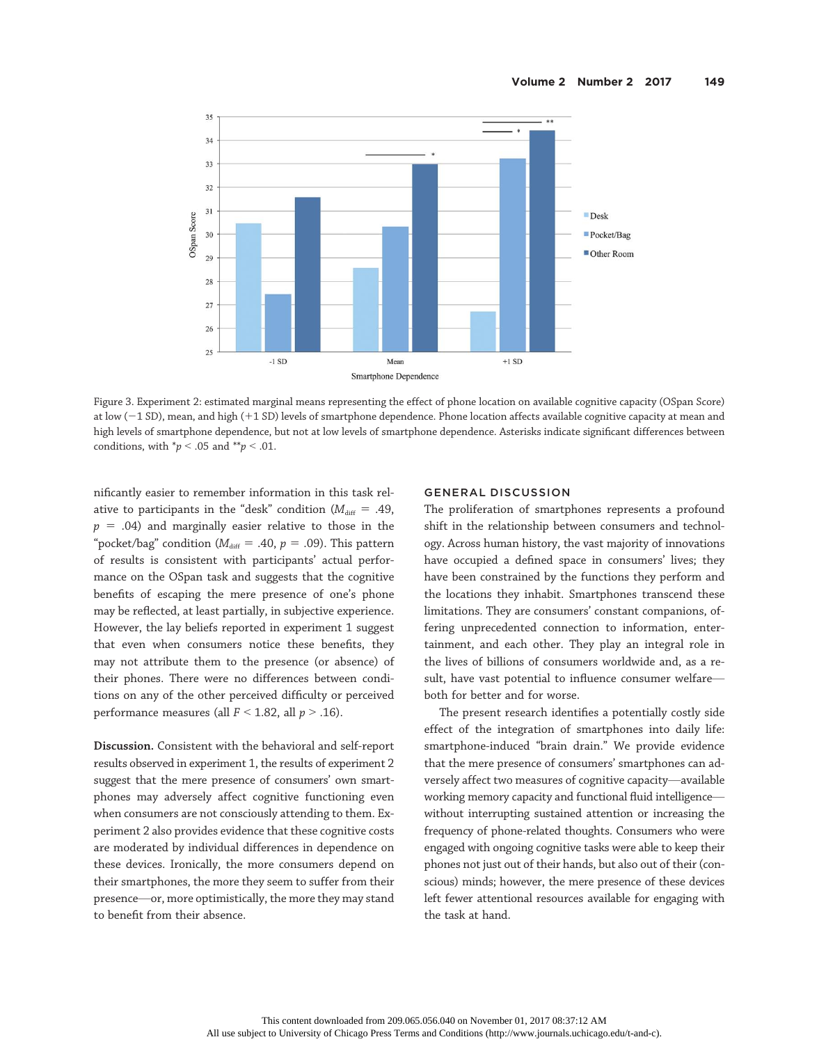35

34

33

32

31

30

29

28

27

26

25

OSpan Score

-1 SD

Mean

+1 SD

Smartphone Dependence

Desk

Pocket/Bag

Other Room

*

*

**

Figure 3. Experiment 2: estimated marginal means representing the effect of phone location on available cognitive capacity (OSpan Score) at low (−1 SD), mean, and high (+1 SD) levels of smartphone dependence. Phone location affects available cognitive capacity at mean and high levels of smartphone dependence, but not at low levels of smartphone dependence. Asterisks indicate significant differences between conditions, with *$p < .05$ and **$p < .01$.

nificantly easier to remember information in this task relative to participants in the "desk" condition ($M_{diff}$ = .49, $p$ = .04) and marginally easier relative to those in the "pocket/bag" condition ($M_{diff}$ = .40, $p$ = .09). This pattern of results is consistent with participants' actual performance on the OSpan task and suggests that the cognitive benefits of escaping the mere presence of one's phone may be reflected, at least partially, in subjective experience. However, the lay beliefs reported in experiment 1 suggest that even when consumers notice these benefits, they may not attribute them to the presence (or absence) of their phones. There were no differences between conditions on any of the other perceived difficulty or perceived performance measures (all $F < 1.82$, all $p > .16$).

**Discussion.** Consistent with the behavioral and self-report results observed in experiment 1, the results of experiment 2 suggest that the mere presence of consumers' own smartphones may adversely affect cognitive functioning even when consumers are not consciously attending to them. Experiment 2 also provides evidence that these cognitive costs are moderated by individual differences in dependence on these devices. Ironically, the more consumers depend on their smartphones, the more they seem to suffer from their presence—or, more optimistically, the more they may stand to benefit from their absence.

## GENERAL DISCUSSION

The proliferation of smartphones represents a profound shift in the relationship between consumers and technology. Across human history, the vast majority of innovations have occupied a defined space in consumers' lives; they have been constrained by the functions they perform and the locations they inhabit. Smartphones transcend these limitations. They are consumers' constant companions, offering unprecedented connection to information, entertainment, and each other. They play an integral role in the lives of billions of consumers worldwide and, as a result, have vast potential to influence consumer welfare—both for better and for worse.

The present research identifies a potentially costly side effect of the integration of smartphones into daily life: smartphone-induced "brain drain." We provide evidence that the mere presence of consumers' smartphones can adversely affect two measures of cognitive capacity—available working memory capacity and functional fluid intelligence—without interrupting sustained attention or increasing the frequency of phone-related thoughts. Consumers who were engaged with ongoing cognitive tasks were able to keep their phones not just out of their hands, but also out of their (conscious) minds; however, the mere presence of these devices left fewer attentional resources available for engaging with the task at hand.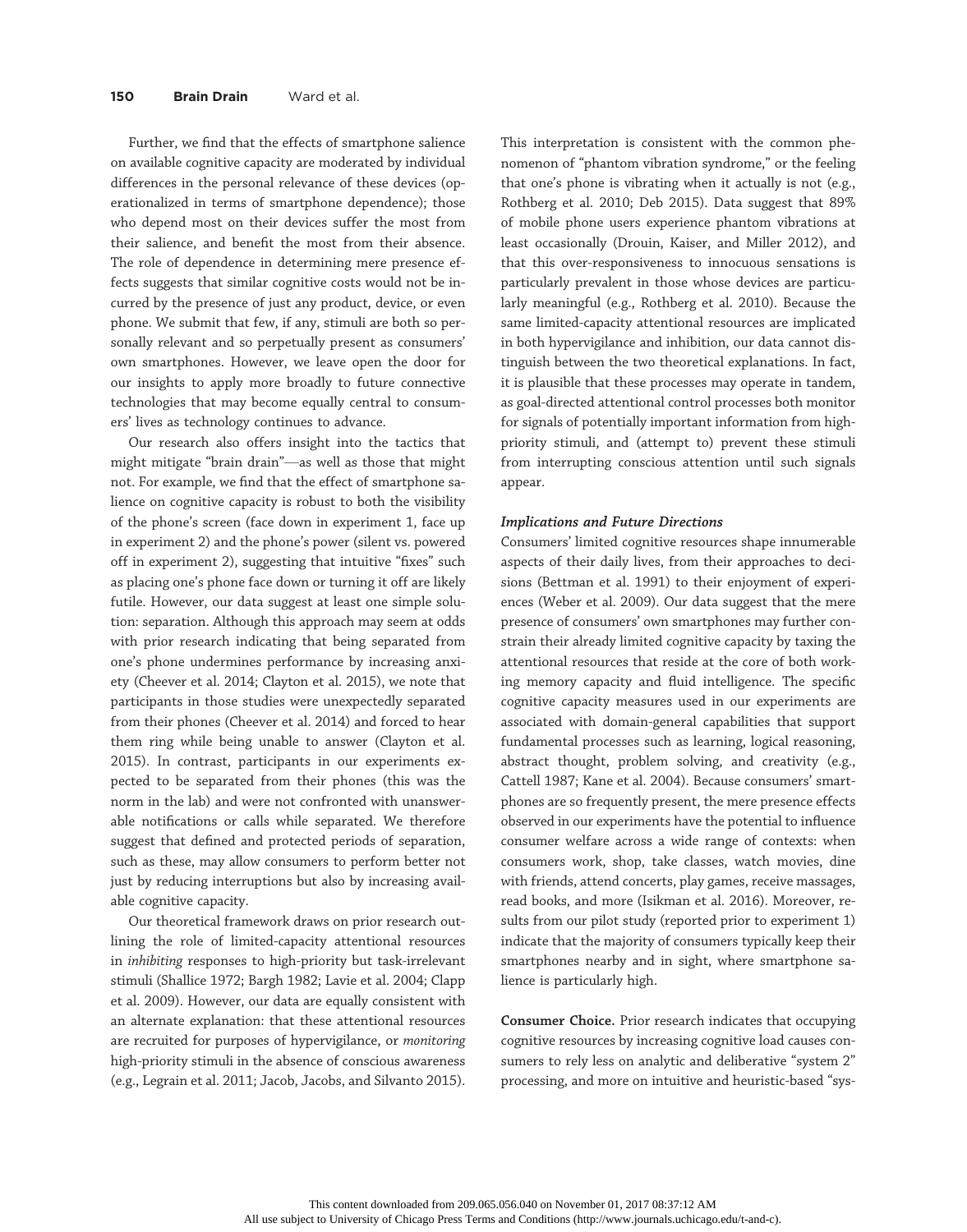Further, we find that the effects of smartphone salience on available cognitive capacity are moderated by individual differences in the personal relevance of these devices (operationalized in terms of smartphone dependence); those who depend most on their devices suffer the most from their salience, and benefit the most from their absence. The role of dependence in determining mere presence effects suggests that similar cognitive costs would not be incurred by the presence of just any product, device, or even phone. We submit that few, if any, stimuli are both so personally relevant and so perpetually present as consumers' own smartphones. However, we leave open the door for our insights to apply more broadly to future connective technologies that may become equally central to consumers' lives as technology continues to advance.

Our research also offers insight into the tactics that might mitigate "brain drain"—as well as those that might not. For example, we find that the effect of smartphone salience on cognitive capacity is robust to both the visibility of the phone's screen (face down in experiment 1, face up in experiment 2) and the phone's power (silent vs. powered off in experiment 2), suggesting that intuitive "fixes" such as placing one's phone face down or turning it off are likely futile. However, our data suggest at least one simple solution: separation. Although this approach may seem at odds with prior research indicating that being separated from one's phone undermines performance by increasing anxiety (Cheever et al. 2014; Clayton et al. 2015), we note that participants in those studies were unexpectedly separated from their phones (Cheever et al. 2014) and forced to hear them ring while being unable to answer (Clayton et al. 2015). In contrast, participants in our experiments expected to be separated from their phones (this was the norm in the lab) and were not confronted with unanswerable notifications or calls while separated. We therefore suggest that defined and protected periods of separation, such as these, may allow consumers to perform better not just by reducing interruptions but also by increasing available cognitive capacity.

Our theoretical framework draws on prior research outlining the role of limited-capacity attentional resources in *inhibiting* responses to high-priority but task-irrelevant stimuli (Shallice 1972; Bargh 1982; Lavie et al. 2004; Clapp et al. 2009). However, our data are equally consistent with an alternate explanation: that these attentional resources are recruited for purposes of hypervigilance, or *monitoring* high-priority stimuli in the absence of conscious awareness (e.g., Legrain et al. 2011; Jacob, Jacobs, and Silvanto 2015). This interpretation is consistent with the common phenomenon of "phantom vibration syndrome," or the feeling that one's phone is vibrating when it actually is not (e.g., Rothberg et al. 2010; Deb 2015). Data suggest that 89% of mobile phone users experience phantom vibrations at least occasionally (Drouin, Kaiser, and Miller 2012), and that this over-responsiveness to innocuous sensations is particularly prevalent in those whose devices are particularly meaningful (e.g., Rothberg et al. 2010). Because the same limited-capacity attentional resources are implicated in both hypervigilance and inhibition, our data cannot distinguish between the two theoretical explanations. In fact, it is plausible that these processes may operate in tandem, as goal-directed attentional control processes both monitor for signals of potentially important information from high-priority stimuli, and (attempt to) prevent these stimuli from interrupting conscious attention until such signals appear.

### *Implications and Future Directions*

Consumers' limited cognitive resources shape innumerable aspects of their daily lives, from their approaches to decisions (Bettman et al. 1991) to their enjoyment of experiences (Weber et al. 2009). Our data suggest that the mere presence of consumers' own smartphones may further constrain their already limited cognitive capacity by taxing the attentional resources that reside at the core of both working memory capacity and fluid intelligence. The specific cognitive capacity measures used in our experiments are associated with domain-general capabilities that support fundamental processes such as learning, logical reasoning, abstract thought, problem solving, and creativity (e.g., Cattell 1987; Kane et al. 2004). Because consumers' smartphones are so frequently present, the mere presence effects observed in our experiments have the potential to influence consumer welfare across a wide range of contexts: when consumers work, shop, take classes, watch movies, dine with friends, attend concerts, play games, receive massages, read books, and more (Isikman et al. 2016). Moreover, results from our pilot study (reported prior to experiment 1) indicate that the majority of consumers typically keep their smartphones nearby and in sight, where smartphone salience is particularly high.

**Consumer Choice.** Prior research indicates that occupying cognitive resources by increasing cognitive load causes consumers to rely less on analytic and deliberative "system 2" processing, and more on intuitive and heuristic-based "sys-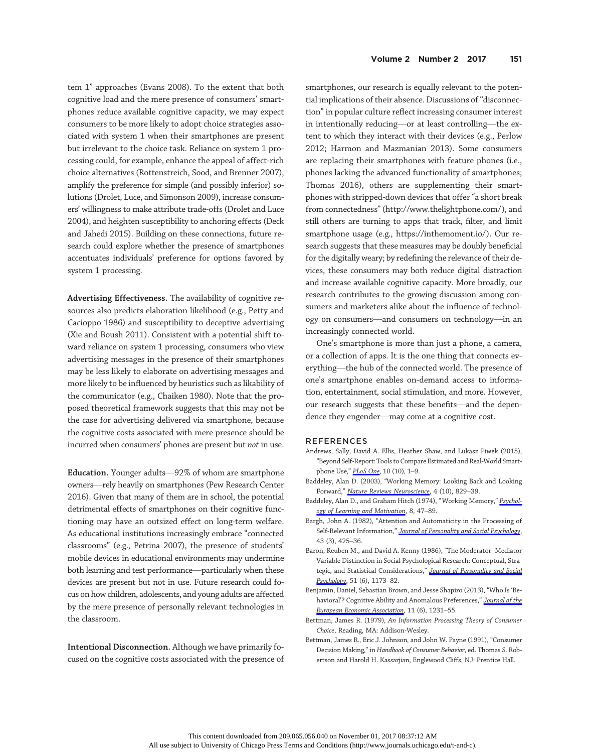tem 1" approaches (Evans 2008). To the extent that both cognitive load and the mere presence of consumers' smartphones reduce available cognitive capacity, we may expect consumers to be more likely to adopt choice strategies associated with system 1 when their smartphones are present but irrelevant to the choice task. Reliance on system 1 processing could, for example, enhance the appeal of affect-rich choice alternatives (Rottenstreich, Sood, and Brenner 2007), amplify the preference for simple (and possibly inferior) solutions (Drolet, Luce, and Simonson 2009), increase consumers' willingness to make attribute trade-offs (Drolet and Luce 2004), and heighten susceptibility to anchoring effects (Deck and Jahedi 2015). Building on these connections, future research could explore whether the presence of smartphones accentuates individuals' preference for options favored by system 1 processing.

**Advertising Effectiveness.** The availability of cognitive resources also predicts elaboration likelihood (e.g., Petty and Cacioppo 1986) and susceptibility to deceptive advertising (Xie and Boush 2011). Consistent with a potential shift toward reliance on system 1 processing, consumers who view advertising messages in the presence of their smartphones may be less likely to elaborate on advertising messages and more likely to be influenced by heuristics such as likability of the communicator (e.g., Chaiken 1980). Note that the proposed theoretical framework suggests that this may not be the case for advertising delivered via smartphone, because the cognitive costs associated with mere presence should be incurred when consumers' phones are present but *not* in use.

**Education.** Younger adults—92% of whom are smartphone owners—rely heavily on smartphones (Pew Research Center 2016). Given that many of them are in school, the potential detrimental effects of smartphones on their cognitive functioning may have an outsized effect on long-term welfare. As educational institutions increasingly embrace "connected classrooms" (e.g., Petrina 2007), the presence of students' mobile devices in educational environments may undermine both learning and test performance—particularly when these devices are present but not in use. Future research could focus on how children, adolescents, and young adults are affected by the mere presence of personally relevant technologies in the classroom.

**Intentional Disconnection.** Although we have primarily focused on the cognitive costs associated with the presence of smartphones, our research is equally relevant to the potential implications of their absence. Discussions of "disconnection" in popular culture reflect increasing consumer interest in intentionally reducing—or at least controlling—the extent to which they interact with their devices (e.g., Perlow 2012; Harmon and Mazmanian 2013). Some consumers are replacing their smartphones with feature phones (i.e., phones lacking the advanced functionality of smartphones; Thomas 2016), others are supplementing their smartphones with stripped-down devices that offer "a short break from connectedness" (http://www.thelightphone.com/), and still others are turning to apps that track, filter, and limit smartphone usage (e.g., https://inthemoment.io/). Our research suggests that these measures may be doubly beneficial for the digitally weary; by redefining the relevance of their devices, these consumers may both reduce digital distraction and increase available cognitive capacity. More broadly, our research contributes to the growing discussion among consumers and marketers alike about the influence of technology on consumers—and consumers on technology—in an increasingly connected world.

One's smartphone is more than just a phone, a camera, or a collection of apps. It is the one thing that connects everything—the hub of the connected world. The presence of one's smartphone enables on-demand access to information, entertainment, social stimulation, and more. However, our research suggests that these benefits—and the dependence they engender—may come at a cognitive cost.

## REFERENCES

Andrews, Sally, David A. Ellis, Heather Shaw, and Lukasz Piwek (2015), "Beyond Self-Report: Tools to Compare Estimated and Real-World Smartphone Use," *PLoS One*, 10 (10), 1–9.

Baddeley, Alan D. (2003), "Working Memory: Looking Back and Looking Forward," *Nature Reviews Neuroscience*, 4 (10), 829–39.

Baddeley, Alan D., and Graham Hitch (1974), "Working Memory," *Psychology of Learning and Motivation*, 8, 47–89.

Bargh, John A. (1982), "Attention and Automaticity in the Processing of Self-Relevant Information," *Journal of Personality and Social Psychology*, 43 (3), 425–36.

Baron, Reuben M., and David A. Kenny (1986), "The Moderator–Mediator Variable Distinction in Social Psychological Research: Conceptual, Strategic, and Statistical Considerations," *Journal of Personality and Social Psychology*, 51 (6), 1173–82.

Benjamin, Daniel, Sebastian Brown, and Jesse Shapiro (2013), "Who Is 'Behavioral'? Cognitive Ability and Anomalous Preferences," *Journal of the European Economic Association*, 11 (6), 1231–55.

Bettman, James R. (1979), *An Information Processing Theory of Consumer Choice*, Reading, MA: Addison-Wesley.

Bettman, James R., Eric J. Johnson, and John W. Payne (1991), "Consumer Decision Making," in *Handbook of Consumer Behavior*, ed. Thomas S. Robertson and Harold H. Kassarjian, Englewood Cliffs, NJ: Prentice Hall.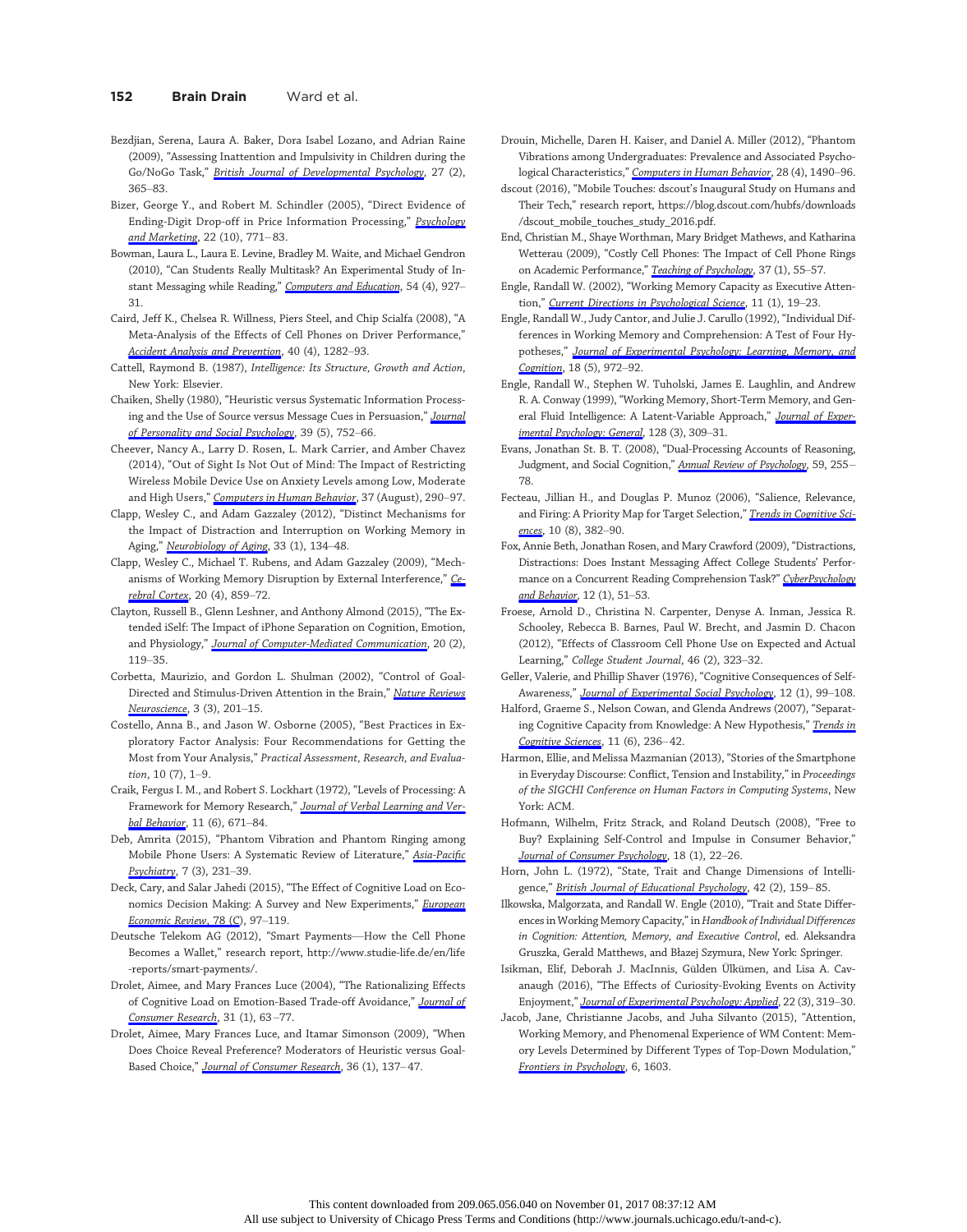Bezdjian, Serena, Laura A. Baker, Dora Isabel Lozano, and Adrian Raine (2009), "Assessing Inattention and Impulsivity in Children during the Go/NoGo Task," *British Journal of Developmental Psychology*, 27 (2), 365–83.

Bizer, George Y., and Robert M. Schindler (2005), "Direct Evidence of Ending-Digit Drop-off in Price Information Processing," *Psychology and Marketing*, 22 (10), 771–83.

Bowman, Laura L., Laura E. Levine, Bradley M. Waite, and Michael Gendron (2010), "Can Students Really Multitask? An Experimental Study of Instant Messaging while Reading," *Computers and Education*, 54 (4), 927–31.

Caird, Jeff K., Chelsea R. Willness, Piers Steel, and Chip Scialfa (2008), "A Meta-Analysis of the Effects of Cell Phones on Driver Performance," *Accident Analysis and Prevention*, 40 (4), 1282–93.

Cattell, Raymond B. (1987), *Intelligence: Its Structure, Growth and Action*, New York: Elsevier.

Chaiken, Shelly (1980), "Heuristic versus Systematic Information Processing and the Use of Source versus Message Cues in Persuasion," *Journal of Personality and Social Psychology*, 39 (5), 752–66.

Cheever, Nancy A., Larry D. Rosen, L. Mark Carrier, and Amber Chavez (2014), "Out of Sight Is Not Out of Mind: The Impact of Restricting Wireless Mobile Device Use on Anxiety Levels among Low, Moderate and High Users," *Computers in Human Behavior*, 37 (August), 290–97.

Clapp, Wesley C., and Adam Gazzaley (2012), "Distinct Mechanisms for the Impact of Distraction and Interruption on Working Memory in Aging," *Neurobiology of Aging*, 33 (1), 134–48.

Clapp, Wesley C., Michael T. Rubens, and Adam Gazzaley (2009), "Mechanisms of Working Memory Disruption by External Interference," *Cerebral Cortex*, 20 (4), 859–72.

Clayton, Russell B., Glenn Leshner, and Anthony Almond (2015), "The Extended iSelf: The Impact of iPhone Separation on Cognition, Emotion, and Physiology," *Journal of Computer-Mediated Communication*, 20 (2), 119–35.

Corbetta, Maurizio, and Gordon L. Shulman (2002), "Control of Goal-Directed and Stimulus-Driven Attention in the Brain," *Nature Reviews Neuroscience*, 3 (3), 201–15.

Costello, Anna B., and Jason W. Osborne (2005), "Best Practices in Exploratory Factor Analysis: Four Recommendations for Getting the Most from Your Analysis," *Practical Assessment, Research, and Evaluation*, 10 (7), 1–9.

Craik, Fergus I. M., and Robert S. Lockhart (1972), "Levels of Processing: A Framework for Memory Research," *Journal of Verbal Learning and Verbal Behavior*, 11 (6), 671–84.

Deb, Amrita (2015), "Phantom Vibration and Phantom Ringing among Mobile Phone Users: A Systematic Review of Literature," *Asia-Pacific Psychiatry*, 7 (3), 231–39.

Deck, Cary, and Salar Jahedi (2015), "The Effect of Cognitive Load on Economics Decision Making: A Survey and New Experiments," *European Economic Review*, 78 (C), 97–119.

Deutsche Telekom AG (2012), "Smart Payments—How the Cell Phone Becomes a Wallet," research report, http://www.studie-life.de/en/life-reports/smart-payments/.

Drolet, Aimee, and Mary Frances Luce (2004), "The Rationalizing Effects of Cognitive Load on Emotion-Based Trade-off Avoidance," *Journal of Consumer Research*, 31 (1), 63–77.

Drolet, Aimee, Mary Frances Luce, and Itamar Simonson (2009), "When Does Choice Reveal Preference? Moderators of Heuristic versus Goal-Based Choice," *Journal of Consumer Research*, 36 (1), 137–47.

Drouin, Michelle, Daren H. Kaiser, and Daniel A. Miller (2012), "Phantom Vibrations among Undergraduates: Prevalence and Associated Psychological Characteristics," *Computers in Human Behavior*, 28 (4), 1490–96.

dscout (2016), "Mobile Touches: dscout's Inaugural Study on Humans and Their Tech," research report, https://blog.dscout.com/hubfs/downloads/dscout_mobile_touches_study_2016.pdf.

End, Christian M., Shaye Worthman, Mary Bridget Mathews, and Katharina Wetterau (2009), "Costly Cell Phones: The Impact of Cell Phone Rings on Academic Performance," *Teaching of Psychology*, 37 (1), 55–57.

Engle, Randall W. (2002), "Working Memory Capacity as Executive Attention," *Current Directions in Psychological Science*, 11 (1), 19–23.

Engle, Randall W., Judy Cantor, and Julie J. Carullo (1992), "Individual Differences in Working Memory and Comprehension: A Test of Four Hypotheses," *Journal of Experimental Psychology: Learning, Memory, and Cognition*, 18 (5), 972–92.

Engle, Randall W., Stephen W. Tuholski, James E. Laughlin, and Andrew R. A. Conway (1999), "Working Memory, Short-Term Memory, and General Fluid Intelligence: A Latent-Variable Approach," *Journal of Experimental Psychology: General*, 128 (3), 309–31.

Evans, Jonathan St. B. T. (2008), "Dual-Processing Accounts of Reasoning, Judgment, and Social Cognition," *Annual Review of Psychology*, 59, 255–78.

Fecteau, Jillian H., and Douglas P. Munoz (2006), "Salience, Relevance, and Firing: A Priority Map for Target Selection," *Trends in Cognitive Sciences*, 10 (8), 382–90.

Fox, Annie Beth, Jonathan Rosen, and Mary Crawford (2009), "Distractions, Distractions: Does Instant Messaging Affect College Students' Performance on a Concurrent Reading Comprehension Task?" *CyberPsychology and Behavior*, 12 (1), 51–53.

Froese, Arnold D., Christina N. Carpenter, Denyse A. Inman, Jessica R. Schooley, Rebecca B. Barnes, Paul W. Brecht, and Jasmin D. Chacon (2012), "Effects of Classroom Cell Phone Use on Expected and Actual Learning," *College Student Journal*, 46 (2), 323–32.

Geller, Valerie, and Phillip Shaver (1976), "Cognitive Consequences of Self-Awareness," *Journal of Experimental Social Psychology*, 12 (1), 99–108.

Halford, Graeme S., Nelson Cowan, and Glenda Andrews (2007), "Separating Cognitive Capacity from Knowledge: A New Hypothesis," *Trends in Cognitive Sciences*, 11 (6), 236–42.

Harmon, Ellie, and Melissa Mazmanian (2013), "Stories of the Smartphone in Everyday Discourse: Conflict, Tension and Instability," in *Proceedings of the SIGCHI Conference on Human Factors in Computing Systems*, New York: ACM.

Hofmann, Wilhelm, Fritz Strack, and Roland Deutsch (2008), "Free to Buy? Explaining Self-Control and Impulse in Consumer Behavior," *Journal of Consumer Psychology*, 18 (1), 22–26.

Horn, John L. (1972), "State, Trait and Change Dimensions of Intelligence," *British Journal of Educational Psychology*, 42 (2), 159–85.

Ilkowska, Malgorzata, and Randall W. Engle (2010), "Trait and State Differences in Working Memory Capacity," in *Handbook of Individual Differences in Cognition: Attention, Memory, and Executive Control*, ed. Aleksandra Gruszka, Gerald Matthews, and Błazej Szymura, New York: Springer.

Isikman, Elif, Deborah J. MacInnis, Gülden Ülkümen, and Lisa A. Cavanaugh (2016), "The Effects of Curiosity-Evoking Events on Activity Enjoyment," *Journal of Experimental Psychology: Applied*, 22 (3), 319–30.

Jacob, Jane, Christianne Jacobs, and Juha Silvanto (2015), "Attention, Working Memory, and Phenomenal Experience of WM Content: Memory Levels Determined by Different Types of Top-Down Modulation," *Frontiers in Psychology*, 6, 1603.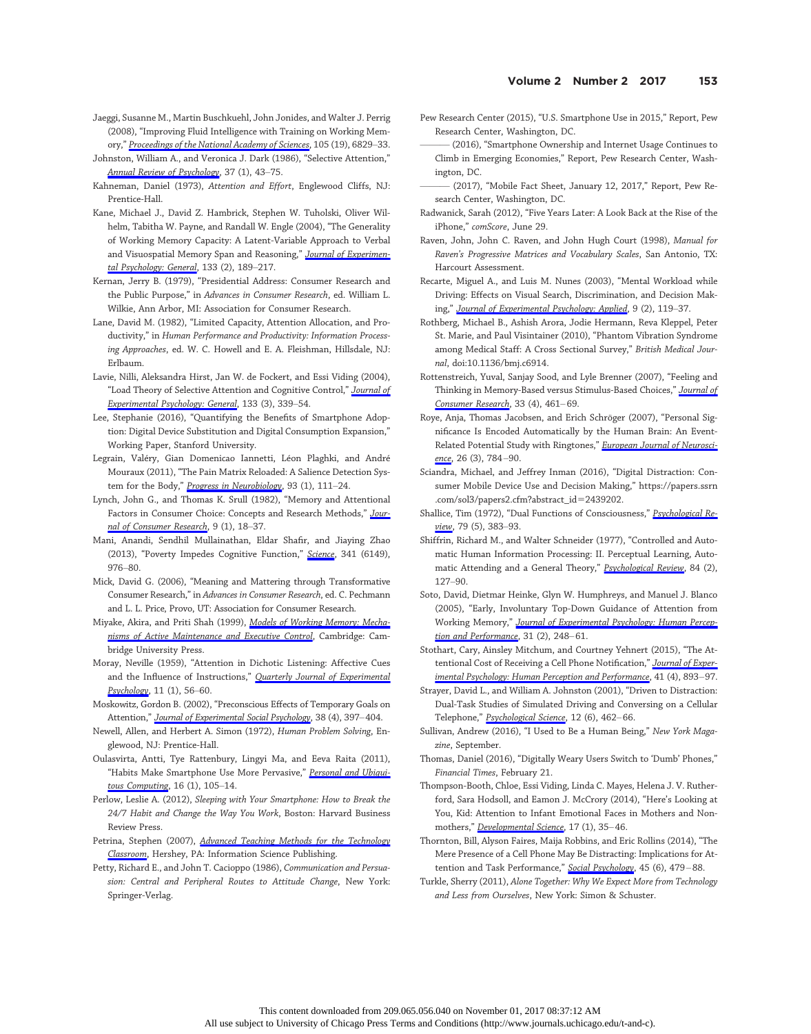Jaeggi, Susanne M., Martin Buschkuehl, John Jonides, and Walter J. Perrig (2008), "Improving Fluid Intelligence with Training on Working Memory," *Proceedings of the National Academy of Sciences*, 105 (19), 6829–33.

Johnston, William A., and Veronica J. Dark (1986), "Selective Attention," *Annual Review of Psychology*, 37 (1), 43–75.

Kahneman, Daniel (1973), *Attention and Effort*, Englewood Cliffs, NJ: Prentice-Hall.

Kane, Michael J., David Z. Hambrick, Stephen W. Tuholski, Oliver Wilhelm, Tabitha W. Payne, and Randall W. Engle (2004), "The Generality of Working Memory Capacity: A Latent-Variable Approach to Verbal and Visuospatial Memory Span and Reasoning," *Journal of Experimental Psychology: General*, 133 (2), 189–217.

Kernan, Jerry B. (1979), "Presidential Address: Consumer Research and the Public Purpose," in *Advances in Consumer Research*, ed. William L. Wilkie, Ann Arbor, MI: Association for Consumer Research.

Lane, David M. (1982), "Limited Capacity, Attention Allocation, and Productivity," in *Human Performance and Productivity: Information Processing Approaches*, ed. W. C. Howell and E. A. Fleishman, Hillsdale, NJ: Erlbaum.

Lavie, Nilli, Aleksandra Hirst, Jan W. de Fockert, and Essi Viding (2004), "Load Theory of Selective Attention and Cognitive Control," *Journal of Experimental Psychology: General*, 133 (3), 339–54.

Lee, Stephanie (2016), "Quantifying the Benefits of Smartphone Adoption: Digital Device Substitution and Digital Consumption Expansion," Working Paper, Stanford University.

Legrain, Valéry, Gian Domenicao Iannetti, Léon Plaghki, and André Mouraux (2011), "The Pain Matrix Reloaded: A Salience Detection System for the Body," *Progress in Neurobiology*, 93 (1), 111–24.

Lynch, John G., and Thomas K. Srull (1982), "Memory and Attentional Factors in Consumer Choice: Concepts and Research Methods," *Journal of Consumer Research*, 9 (1), 18–37.

Mani, Anandi, Sendhil Mullainathan, Eldar Shafir, and Jiaying Zhao (2013), "Poverty Impedes Cognitive Function," *Science*, 341 (6149), 976–80.

Mick, David G. (2006), "Meaning and Mattering through Transformative Consumer Research," in *Advances in Consumer Research*, ed. C. Pechmann and L. L. Price, Provo, UT: Association for Consumer Research.

Miyake, Akira, and Priti Shah (1999), *Models of Working Memory: Mechanisms of Active Maintenance and Executive Control*, Cambridge: Cambridge University Press.

Moray, Neville (1959), "Attention in Dichotic Listening: Affective Cues and the Influence of Instructions," *Quarterly Journal of Experimental Psychology*, 11 (1), 56–60.

Moskowitz, Gordon B. (2002), "Preconscious Effects of Temporary Goals on Attention," *Journal of Experimental Social Psychology*, 38 (4), 397–404.

Newell, Allen, and Herbert A. Simon (1972), *Human Problem Solving*, Englewood, NJ: Prentice-Hall.

Oulasvirta, Antti, Tye Rattenbury, Lingyi Ma, and Eeva Raita (2011), "Habits Make Smartphone Use More Pervasive," *Personal and Ubiquitous Computing*, 16 (1), 105–14.

Perlow, Leslie A. (2012), *Sleeping with Your Smartphone: How to Break the 24/7 Habit and Change the Way You Work*, Boston: Harvard Business Review Press.

Petrina, Stephen (2007), *Advanced Teaching Methods for the Technology Classroom*, Hershey, PA: Information Science Publishing.

Petty, Richard E., and John T. Cacioppo (1986), *Communication and Persuasion: Central and Peripheral Routes to Attitude Change*, New York: Springer-Verlag.

Pew Research Center (2015), "U.S. Smartphone Use in 2015," Report, Pew Research Center, Washington, DC.

——— (2016), "Smartphone Ownership and Internet Usage Continues to Climb in Emerging Economies," Report, Pew Research Center, Washington, DC.

——— (2017), "Mobile Fact Sheet, January 12, 2017," Report, Pew Research Center, Washington, DC.

Radwanick, Sarah (2012), "Five Years Later: A Look Back at the Rise of the iPhone," *comScore*, June 29.

Raven, John, John C. Raven, and John Hugh Court (1998), *Manual for Raven's Progressive Matrices and Vocabulary Scales*, San Antonio, TX: Harcourt Assessment.

Recarte, Miguel A., and Luis M. Nunes (2003), "Mental Workload while Driving: Effects on Visual Search, Discrimination, and Decision Making," *Journal of Experimental Psychology: Applied*, 9 (2), 119–37.

Rothberg, Michael B., Ashish Arora, Jodie Hermann, Reva Kleppel, Peter St. Marie, and Paul Visintainer (2010), "Phantom Vibration Syndrome among Medical Staff: A Cross Sectional Survey," *British Medical Journal*, doi:10.1136/bmj.c6914.

Rottenstreich, Yuval, Sanjay Sood, and Lyle Brenner (2007), "Feeling and Thinking in Memory-Based versus Stimulus-Based Choices," *Journal of Consumer Research*, 33 (4), 461–69.

Roye, Anja, Thomas Jacobsen, and Erich Schröger (2007), "Personal Significance Is Encoded Automatically by the Human Brain: An Event-Related Potential Study with Ringtones," *European Journal of Neuroscience*, 26 (3), 784–90.

Sciandra, Michael, and Jeffrey Inman (2016), "Digital Distraction: Consumer Mobile Device Use and Decision Making," https://papers.ssrn.com/sol3/papers2.cfm?abstract_id=2439202.

Shallice, Tim (1972), "Dual Functions of Consciousness," *Psychological Review*, 79 (5), 383–93.

Shiffrin, Richard M., and Walter Schneider (1977), "Controlled and Automatic Human Information Processing: II. Perceptual Learning, Automatic Attending and a General Theory," *Psychological Review*, 84 (2), 127–90.

Soto, David, Dietmar Heinke, Glyn W. Humphreys, and Manuel J. Blanco (2005), "Early, Involuntary Top-Down Guidance of Attention from Working Memory," *Journal of Experimental Psychology: Human Perception and Performance*, 31 (2), 248–61.

Stothart, Cary, Ainsley Mitchum, and Courtney Yehnert (2015), "The Attentional Cost of Receiving a Cell Phone Notification," *Journal of Experimental Psychology: Human Perception and Performance*, 41 (4), 893–97.

Strayer, David L., and William A. Johnston (2001), "Driven to Distraction: Dual-Task Studies of Simulated Driving and Conversing on a Cellular Telephone," *Psychological Science*, 12 (6), 462–66.

Sullivan, Andrew (2016), "I Used to Be a Human Being," *New York Magazine*, September.

Thomas, Daniel (2016), "Digitally Weary Users Switch to 'Dumb' Phones," *Financial Times*, February 21.

Thompson-Booth, Chloe, Essi Viding, Linda C. Mayes, Helena J. V. Rutherford, Sara Hodsoll, and Eamon J. McCrory (2014), "Here's Looking at You, Kid: Attention to Infant Emotional Faces in Mothers and Nonmothers," *Developmental Science*, 17 (1), 35–46.

Thornton, Bill, Alyson Faires, Maija Robbins, and Eric Rollins (2014), "The Mere Presence of a Cell Phone May Be Distracting: Implications for Attention and Task Performance," *Social Psychology*, 45 (6), 479–88.

Turkle, Sherry (2011), *Alone Together: Why We Expect More from Technology and Less from Ourselves*, New York: Simon & Schuster.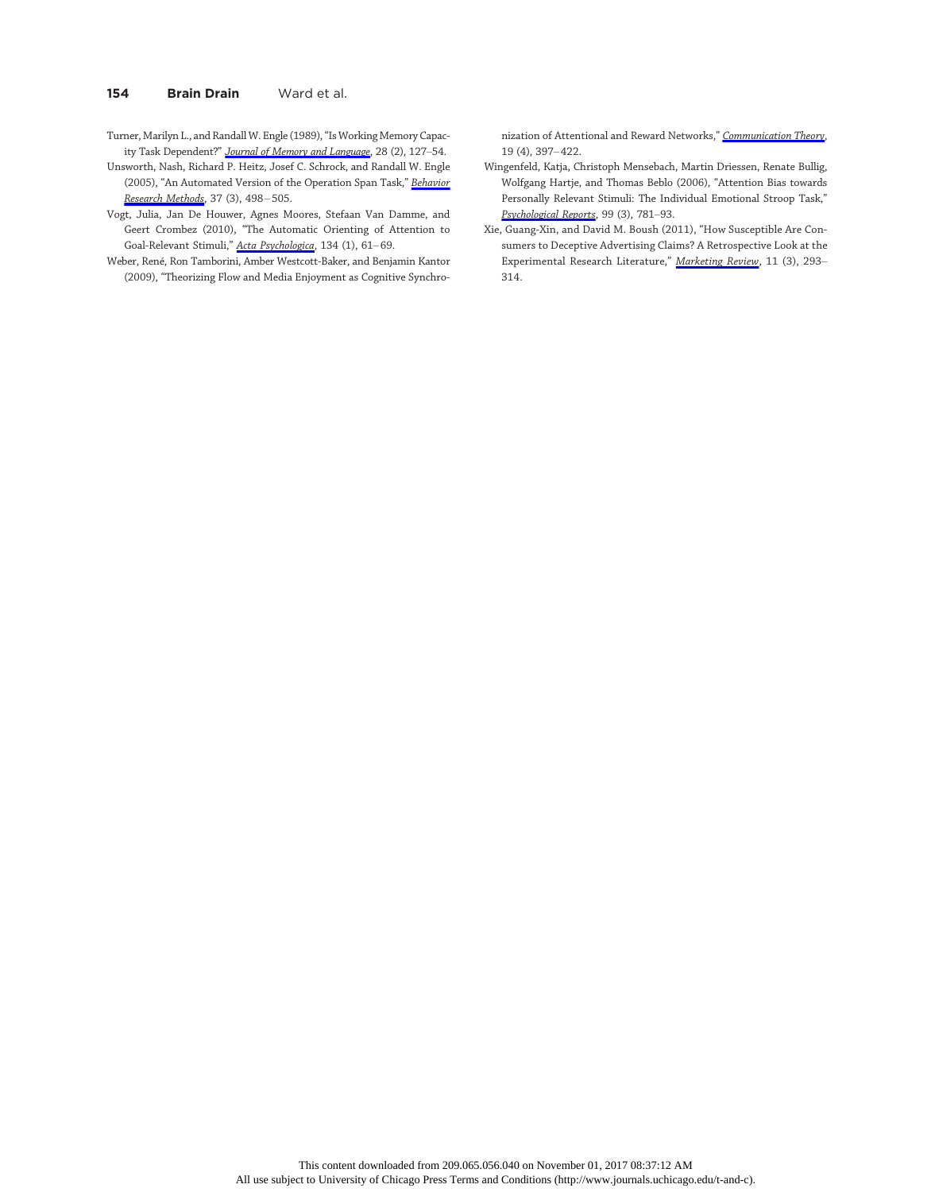Turner, Marilyn L., and Randall W. Engle (1989), "Is Working Memory Capacity Task Dependent?" *Journal of Memory and Language*, 28 (2), 127–54.

Unsworth, Nash, Richard P. Heitz, Josef C. Schrock, and Randall W. Engle (2005), "An Automated Version of the Operation Span Task," *Behavior Research Methods*, 37 (3), 498–505.

Vogt, Julia, Jan De Houwer, Agnes Moores, Stefaan Van Damme, and Geert Crombez (2010), "The Automatic Orienting of Attention to Goal-Relevant Stimuli," *Acta Psychologica*, 134 (1), 61–69.

Weber, René, Ron Tamborini, Amber Westcott-Baker, and Benjamin Kantor (2009), "Theorizing Flow and Media Enjoyment as Cognitive Synchronization of Attentional and Reward Networks," *Communication Theory*, 19 (4), 397–422.

Wingenfeld, Katja, Christoph Mensebach, Martin Driessen, Renate Bullig, Wolfgang Hartje, and Thomas Beblo (2006), "Attention Bias towards Personally Relevant Stimuli: The Individual Emotional Stroop Task," *Psychological Reports*, 99 (3), 781–93.

Xie, Guang-Xin, and David M. Boush (2011), "How Susceptible Are Consumers to Deceptive Advertising Claims? A Retrospective Look at the Experimental Research Literature," *Marketing Review*, 11 (3), 293–314.